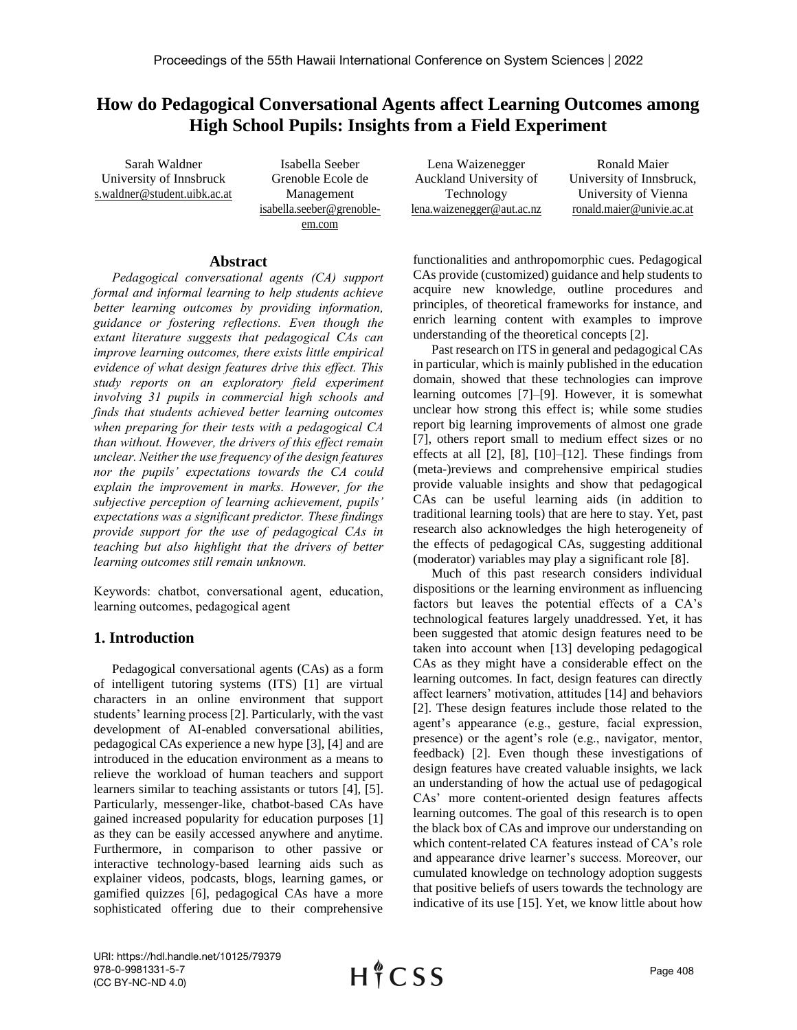# How do Pedagogical Conversational Agents affect Learning Outcomes among High School Pupils: Insights from a Field Experiment

Sarah Waldner
University of Innsbruck
s.waldner@student.uibk.ac.at

Isabella Seeber
Grenoble Ecole de Management
isabella.seeber@grenoble-em.com

Lena Waizenegger
Auckland University of Technology
lena.waizenegger@aut.ac.nz

Ronald Maier
University of Innsbruck, University of Vienna
ronald.maier@univie.ac.at

## Abstract

*Pedagogical conversational agents (CA) support formal and informal learning to help students achieve better learning outcomes by providing information, guidance or fostering reflections. Even though the extant literature suggests that pedagogical CAs can improve learning outcomes, there exists little empirical evidence of what design features drive this effect. This study reports on an exploratory field experiment involving 31 pupils in commercial high schools and finds that students achieved better learning outcomes when preparing for their tests with a pedagogical CA than without. However, the drivers of this effect remain unclear. Neither the use frequency of the design features nor the pupils' expectations towards the CA could explain the improvement in marks. However, for the subjective perception of learning achievement, pupils' expectations was a significant predictor. These findings provide support for the use of pedagogical CAs in teaching but also highlight that the drivers of better learning outcomes still remain unknown.*

Keywords: chatbot, conversational agent, education, learning outcomes, pedagogical agent

## 1. Introduction

Pedagogical conversational agents (CAs) as a form of intelligent tutoring systems (ITS) [1] are virtual characters in an online environment that support students' learning process [2]. Particularly, with the vast development of AI-enabled conversational abilities, pedagogical CAs experience a new hype [3], [4] and are introduced in the education environment as a means to relieve the workload of human teachers and support learners similar to teaching assistants or tutors [4], [5]. Particularly, messenger-like, chatbot-based CAs have gained increased popularity for education purposes [1] as they can be easily accessed anywhere and anytime. Furthermore, in comparison to other passive or interactive technology-based learning aids such as explainer videos, podcasts, blogs, learning games, or gamified quizzes [6], pedagogical CAs have a more sophisticated offering due to their comprehensive functionalities and anthropomorphic cues. Pedagogical CAs provide (customized) guidance and help students to acquire new knowledge, outline procedures and principles, of theoretical frameworks for instance, and enrich learning content with examples to improve understanding of the theoretical concepts [2].

Past research on ITS in general and pedagogical CAs in particular, which is mainly published in the education domain, showed that these technologies can improve learning outcomes [7]–[9]. However, it is somewhat unclear how strong this effect is; while some studies report big learning improvements of almost one grade [7], others report small to medium effect sizes or no effects at all [2], [8], [10]–[12]. These findings from (meta-)reviews and comprehensive empirical studies provide valuable insights and show that pedagogical CAs can be useful learning aids (in addition to traditional learning tools) that are here to stay. Yet, past research also acknowledges the high heterogeneity of the effects of pedagogical CAs, suggesting additional (moderator) variables may play a significant role [8].

Much of this past research considers individual dispositions or the learning environment as influencing factors but leaves the potential effects of a CA's technological features largely unaddressed. Yet, it has been suggested that atomic design features need to be taken into account when [13] developing pedagogical CAs as they might have a considerable effect on the learning outcomes. In fact, design features can directly affect learners' motivation, attitudes [14] and behaviors [2]. These design features include those related to the agent's appearance (e.g., gesture, facial expression, presence) or the agent's role (e.g., navigator, mentor, feedback) [2]. Even though these investigations of design features have created valuable insights, we lack an understanding of how the actual use of pedagogical CAs' more content-oriented design features affects learning outcomes. The goal of this research is to open the black box of CAs and improve our understanding on which content-related CA features instead of CA's role and appearance drive learner's success. Moreover, our cumulated knowledge on technology adoption suggests that positive beliefs of users towards the technology are indicative of its use [15]. Yet, we know little about how

URI: https://hdl.handle.net/10125/79379
978-0-9981331-5-7
(CC BY-NC-ND 4.0)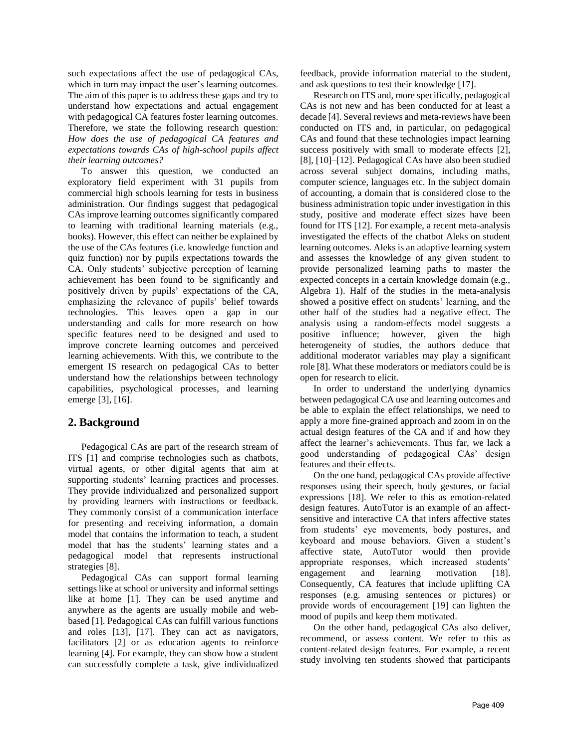such expectations affect the use of pedagogical CAs, which in turn may impact the user's learning outcomes. The aim of this paper is to address these gaps and try to understand how expectations and actual engagement with pedagogical CA features foster learning outcomes. Therefore, we state the following research question: *How does the use of pedagogical CA features and expectations towards CAs of high-school pupils affect their learning outcomes?*

To answer this question, we conducted an exploratory field experiment with 31 pupils from commercial high schools learning for tests in business administration. Our findings suggest that pedagogical CAs improve learning outcomes significantly compared to learning with traditional learning materials (e.g., books). However, this effect can neither be explained by the use of the CAs features (i.e. knowledge function and quiz function) nor by pupils expectations towards the CA. Only students' subjective perception of learning achievement has been found to be significantly and positively driven by pupils' expectations of the CA, emphasizing the relevance of pupils' belief towards technologies. This leaves open a gap in our understanding and calls for more research on how specific features need to be designed and used to improve concrete learning outcomes and perceived learning achievements. With this, we contribute to the emergent IS research on pedagogical CAs to better understand how the relationships between technology capabilities, psychological processes, and learning emerge [3], [16].

## 2. Background

Pedagogical CAs are part of the research stream of ITS [1] and comprise technologies such as chatbots, virtual agents, or other digital agents that aim at supporting students' learning practices and processes. They provide individualized and personalized support by providing learners with instructions or feedback. They commonly consist of a communication interface for presenting and receiving information, a domain model that contains the information to teach, a student model that has the students' learning states and a pedagogical model that represents instructional strategies [8].

Pedagogical CAs can support formal learning settings like at school or university and informal settings like at home [1]. They can be used anytime and anywhere as the agents are usually mobile and web-based [1]. Pedagogical CAs can fulfill various functions and roles [13], [17]. They can act as navigators, facilitators [2] or as education agents to reinforce learning [4]. For example, they can show how a student can successfully complete a task, give individualized feedback, provide information material to the student, and ask questions to test their knowledge [17].

Research on ITS and, more specifically, pedagogical CAs is not new and has been conducted for at least a decade [4]. Several reviews and meta-reviews have been conducted on ITS and, in particular, on pedagogical CAs and found that these technologies impact learning success positively with small to moderate effects [2], [8], [10]–[12]. Pedagogical CAs have also been studied across several subject domains, including maths, computer science, languages etc. In the subject domain of accounting, a domain that is considered close to the business administration topic under investigation in this study, positive and moderate effect sizes have been found for ITS [12]. For example, a recent meta-analysis investigated the effects of the chatbot Aleks on student learning outcomes. Aleks is an adaptive learning system and assesses the knowledge of any given student to provide personalized learning paths to master the expected concepts in a certain knowledge domain (e.g., Algebra 1). Half of the studies in the meta-analysis showed a positive effect on students' learning, and the other half of the studies had a negative effect. The analysis using a random-effects model suggests a positive influence; however, given the high heterogeneity of studies, the authors deduce that additional moderator variables may play a significant role [8]. What these moderators or mediators could be is open for research to elicit.

In order to understand the underlying dynamics between pedagogical CA use and learning outcomes and be able to explain the effect relationships, we need to apply a more fine-grained approach and zoom in on the actual design features of the CA and if and how they affect the learner's achievements. Thus far, we lack a good understanding of pedagogical CAs' design features and their effects.

On the one hand, pedagogical CAs provide affective responses using their speech, body gestures, or facial expressions [18]. We refer to this as emotion-related design features. AutoTutor is an example of an affect-sensitive and interactive CA that infers affective states from students' eye movements, body postures, and keyboard and mouse behaviors. Given a student's affective state, AutoTutor would then provide appropriate responses, which increased students' engagement and learning motivation [18]. Consequently, CA features that include uplifting CA responses (e.g. amusing sentences or pictures) or provide words of encouragement [19] can lighten the mood of pupils and keep them motivated.

On the other hand, pedagogical CAs also deliver, recommend, or assess content. We refer to this as content-related design features. For example, a recent study involving ten students showed that participants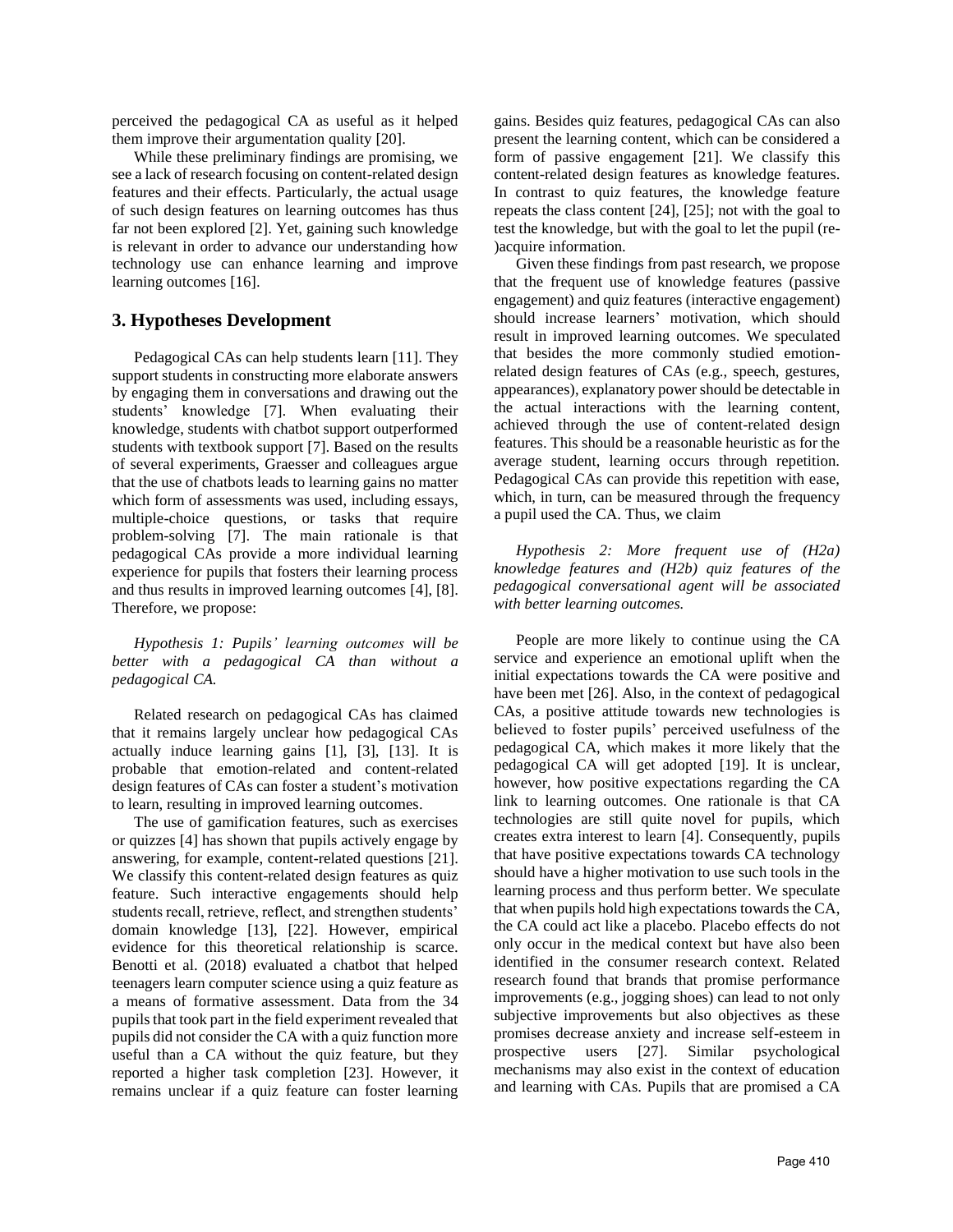perceived the pedagogical CA as useful as it helped them improve their argumentation quality [20].

While these preliminary findings are promising, we see a lack of research focusing on content-related design features and their effects. Particularly, the actual usage of such design features on learning outcomes has thus far not been explored [2]. Yet, gaining such knowledge is relevant in order to advance our understanding how technology use can enhance learning and improve learning outcomes [16].

## 3. Hypotheses Development

Pedagogical CAs can help students learn [11]. They support students in constructing more elaborate answers by engaging them in conversations and drawing out the students' knowledge [7]. When evaluating their knowledge, students with chatbot support outperformed students with textbook support [7]. Based on the results of several experiments, Graesser and colleagues argue that the use of chatbots leads to learning gains no matter which form of assessments was used, including essays, multiple-choice questions, or tasks that require problem-solving [7]. The main rationale is that pedagogical CAs provide a more individual learning experience for pupils that fosters their learning process and thus results in improved learning outcomes [4], [8]. Therefore, we propose:

*Hypothesis 1: Pupils' learning outcomes will be better with a pedagogical CA than without a pedagogical CA.*

Related research on pedagogical CAs has claimed that it remains largely unclear how pedagogical CAs actually induce learning gains [1], [3], [13]. It is probable that emotion-related and content-related design features of CAs can foster a student's motivation to learn, resulting in improved learning outcomes.

The use of gamification features, such as exercises or quizzes [4] has shown that pupils actively engage by answering, for example, content-related questions [21]. We classify this content-related design features as quiz feature. Such interactive engagements should help students recall, retrieve, reflect, and strengthen students' domain knowledge [13], [22]. However, empirical evidence for this theoretical relationship is scarce. Benotti et al. (2018) evaluated a chatbot that helped teenagers learn computer science using a quiz feature as a means of formative assessment. Data from the 34 pupils that took part in the field experiment revealed that pupils did not consider the CA with a quiz function more useful than a CA without the quiz feature, but they reported a higher task completion [23]. However, it remains unclear if a quiz feature can foster learning gains. Besides quiz features, pedagogical CAs can also present the learning content, which can be considered a form of passive engagement [21]. We classify this content-related design features as knowledge features. In contrast to quiz features, the knowledge feature repeats the class content [24], [25]; not with the goal to test the knowledge, but with the goal to let the pupil (re-)acquire information.

Given these findings from past research, we propose that the frequent use of knowledge features (passive engagement) and quiz features (interactive engagement) should increase learners' motivation, which should result in improved learning outcomes. We speculated that besides the more commonly studied emotion-related design features of CAs (e.g., speech, gestures, appearances), explanatory power should be detectable in the actual interactions with the learning content, achieved through the use of content-related design features. This should be a reasonable heuristic as for the average student, learning occurs through repetition. Pedagogical CAs can provide this repetition with ease, which, in turn, can be measured through the frequency a pupil used the CA. Thus, we claim

*Hypothesis 2: More frequent use of (H2a) knowledge features and (H2b) quiz features of the pedagogical conversational agent will be associated with better learning outcomes.*

People are more likely to continue using the CA service and experience an emotional uplift when the initial expectations towards the CA were positive and have been met [26]. Also, in the context of pedagogical CAs, a positive attitude towards new technologies is believed to foster pupils' perceived usefulness of the pedagogical CA, which makes it more likely that the pedagogical CA will get adopted [19]. It is unclear, however, how positive expectations regarding the CA link to learning outcomes. One rationale is that CA technologies are still quite novel for pupils, which creates extra interest to learn [4]. Consequently, pupils that have positive expectations towards CA technology should have a higher motivation to use such tools in the learning process and thus perform better. We speculate that when pupils hold high expectations towards the CA, the CA could act like a placebo. Placebo effects do not only occur in the medical context but have also been identified in the consumer research context. Related research found that brands that promise performance improvements (e.g., jogging shoes) can lead to not only subjective improvements but also objectives as these promises decrease anxiety and increase self-esteem in prospective users [27]. Similar psychological mechanisms may also exist in the context of education and learning with CAs. Pupils that are promised a CA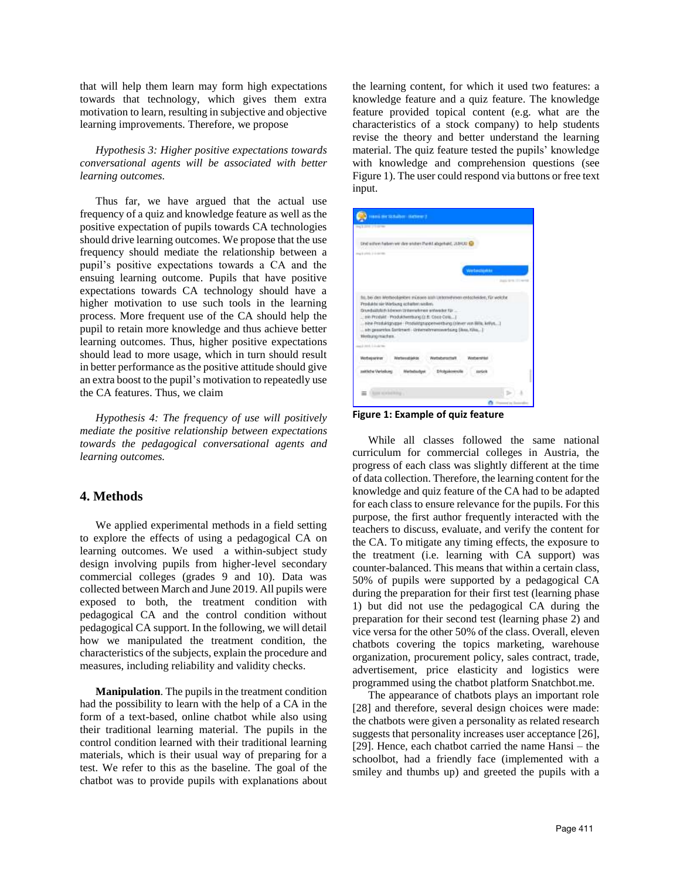that will help them learn may form high expectations towards that technology, which gives them extra motivation to learn, resulting in subjective and objective learning improvements. Therefore, we propose

*Hypothesis 3: Higher positive expectations towards conversational agents will be associated with better learning outcomes.*

Thus far, we have argued that the actual use frequency of a quiz and knowledge feature as well as the positive expectation of pupils towards CA technologies should drive learning outcomes. We propose that the use frequency should mediate the relationship between a pupil's positive expectations towards a CA and the ensuing learning outcome. Pupils that have positive expectations towards CA technology should have a higher motivation to use such tools in the learning process. More frequent use of the CA should help the pupil to retain more knowledge and thus achieve better learning outcomes. Thus, higher positive expectations should lead to more usage, which in turn should result in better performance as the positive attitude should give an extra boost to the pupil's motivation to repeatedly use the CA features. Thus, we claim

*Hypothesis 4: The frequency of use will positively mediate the positive relationship between expectations towards the pedagogical conversational agents and learning outcomes.*

## 4. Methods

We applied experimental methods in a field setting to explore the effects of using a pedagogical CA on learning outcomes. We used a within-subject study design involving pupils from higher-level secondary commercial colleges (grades 9 and 10). Data was collected between March and June 2019. All pupils were exposed to both, the treatment condition with pedagogical CA and the control condition without pedagogical CA support. In the following, we will detail how we manipulated the treatment condition, the characteristics of the subjects, explain the procedure and measures, including reliability and validity checks.

**Manipulation**. The pupils in the treatment condition had the possibility to learn with the help of a CA in the form of a text-based, online chatbot while also using their traditional learning material. The pupils in the control condition learned with their traditional learning materials, which is their usual way of preparing for a test. We refer to this as the baseline. The goal of the chatbot was to provide pupils with explanations about the learning content, for which it used two features: a knowledge feature and a quiz feature. The knowledge feature provided topical content (e.g. what are the characteristics of a stock company) to help students revise the theory and better understand the learning material. The quiz feature tested the pupils' knowledge with knowledge and comprehension questions (see Figure 1). The user could respond via buttons or free text input.

**Figure 1: Example of quiz feature**

While all classes followed the same national curriculum for commercial colleges in Austria, the progress of each class was slightly different at the time of data collection. Therefore, the learning content for the knowledge and quiz feature of the CA had to be adapted for each class to ensure relevance for the pupils. For this purpose, the first author frequently interacted with the teachers to discuss, evaluate, and verify the content for the CA. To mitigate any timing effects, the exposure to the treatment (i.e. learning with CA support) was counter-balanced. This means that within a certain class, 50% of pupils were supported by a pedagogical CA during the preparation for their first test (learning phase 1) but did not use the pedagogical CA during the preparation for their second test (learning phase 2) and vice versa for the other 50% of the class. Overall, eleven chatbots covering the topics marketing, warehouse organization, procurement policy, sales contract, trade, advertisement, price elasticity and logistics were programmed using the chatbot platform Snatchbot.me.

The appearance of chatbots plays an important role [28] and therefore, several design choices were made: the chatbots were given a personality as related research suggests that personality increases user acceptance [26], [29]. Hence, each chatbot carried the name Hansi – the schoolbot, had a friendly face (implemented with a smiley and thumbs up) and greeted the pupils with a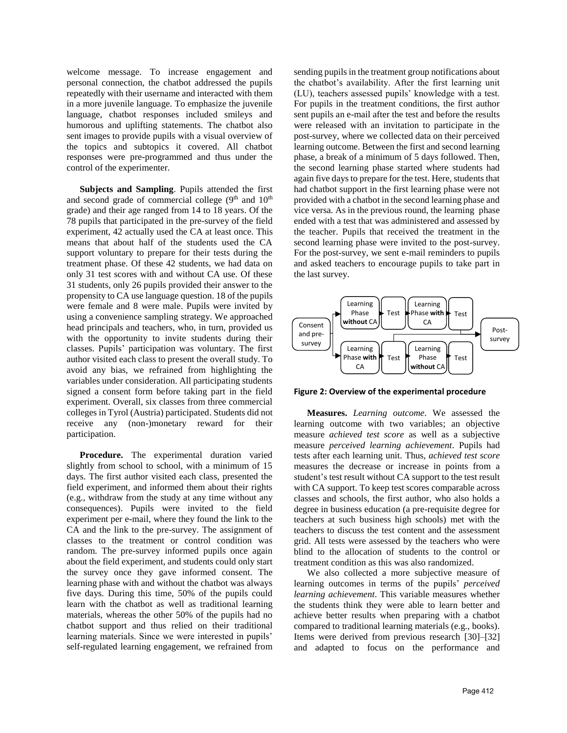welcome message. To increase engagement and personal connection, the chatbot addressed the pupils repeatedly with their username and interacted with them in a more juvenile language. To emphasize the juvenile language, chatbot responses included smileys and humorous and uplifting statements. The chatbot also sent images to provide pupils with a visual overview of the topics and subtopics it covered. All chatbot responses were pre-programmed and thus under the control of the experimenter.

**Subjects and Sampling**. Pupils attended the first and second grade of commercial college (9th and 10th grade) and their age ranged from 14 to 18 years. Of the 78 pupils that participated in the pre-survey of the field experiment, 42 actually used the CA at least once. This means that about half of the students used the CA support voluntary to prepare for their tests during the treatment phase. Of these 42 students, we had data on only 31 test scores with and without CA use. Of these 31 students, only 26 pupils provided their answer to the propensity to CA use language question. 18 of the pupils were female and 8 were male. Pupils were invited by using a convenience sampling strategy. We approached head principals and teachers, who, in turn, provided us with the opportunity to invite students during their classes. Pupils' participation was voluntary. The first author visited each class to present the overall study. To avoid any bias, we refrained from highlighting the variables under consideration. All participating students signed a consent form before taking part in the field experiment. Overall, six classes from three commercial colleges in Tyrol (Austria) participated. Students did not receive any (non-)monetary reward for their participation.

**Procedure.** The experimental duration varied slightly from school to school, with a minimum of 15 days. The first author visited each class, presented the field experiment, and informed them about their rights (e.g., withdraw from the study at any time without any consequences). Pupils were invited to the field experiment per e-mail, where they found the link to the CA and the link to the pre-survey. The assignment of classes to the treatment or control condition was random. The pre-survey informed pupils once again about the field experiment, and students could only start the survey once they gave informed consent. The learning phase with and without the chatbot was always five days. During this time, 50% of the pupils could learn with the chatbot as well as traditional learning materials, whereas the other 50% of the pupils had no chatbot support and thus relied on their traditional learning materials. Since we were interested in pupils' self-regulated learning engagement, we refrained from sending pupils in the treatment group notifications about the chatbot's availability. After the first learning unit (LU), teachers assessed pupils' knowledge with a test. For pupils in the treatment conditions, the first author sent pupils an e-mail after the test and before the results were released with an invitation to participate in the post-survey, where we collected data on their perceived learning outcome. Between the first and second learning phase, a break of a minimum of 5 days followed. Then, the second learning phase started where students had again five days to prepare for the test. Here, students that had chatbot support in the first learning phase were not provided with a chatbot in the second learning phase and vice versa. As in the previous round, the learning phase ended with a test that was administered and assessed by the teacher. Pupils that received the treatment in the second learning phase were invited to the post-survey. For the post-survey, we sent e-mail reminders to pupils and asked teachers to encourage pupils to take part in the last survey.

Consent and pre-survey

Learning Phase **without** CA

Test

Learning Phase **with** CA

Test

Learning Phase **with** CA

Test

Learning Phase **without** CA

Test

Post-survey

**Figure 2: Overview of the experimental procedure**

**Measures.** *Learning outcome*. We assessed the learning outcome with two variables; an objective measure *achieved test score* as well as a subjective measure *perceived learning achievement*. Pupils had tests after each learning unit. Thus, *achieved test score* measures the decrease or increase in points from a student's test result without CA support to the test result with CA support. To keep test scores comparable across classes and schools, the first author, who also holds a degree in business education (a pre-requisite degree for teachers at such business high schools) met with the teachers to discuss the test content and the assessment grid. All tests were assessed by the teachers who were blind to the allocation of students to the control or treatment condition as this was also randomized.

We also collected a more subjective measure of learning outcomes in terms of the pupils' *perceived learning achievement*. This variable measures whether the students think they were able to learn better and achieve better results when preparing with a chatbot compared to traditional learning materials (e.g., books). Items were derived from previous research [30]–[32] and adapted to focus on the performance and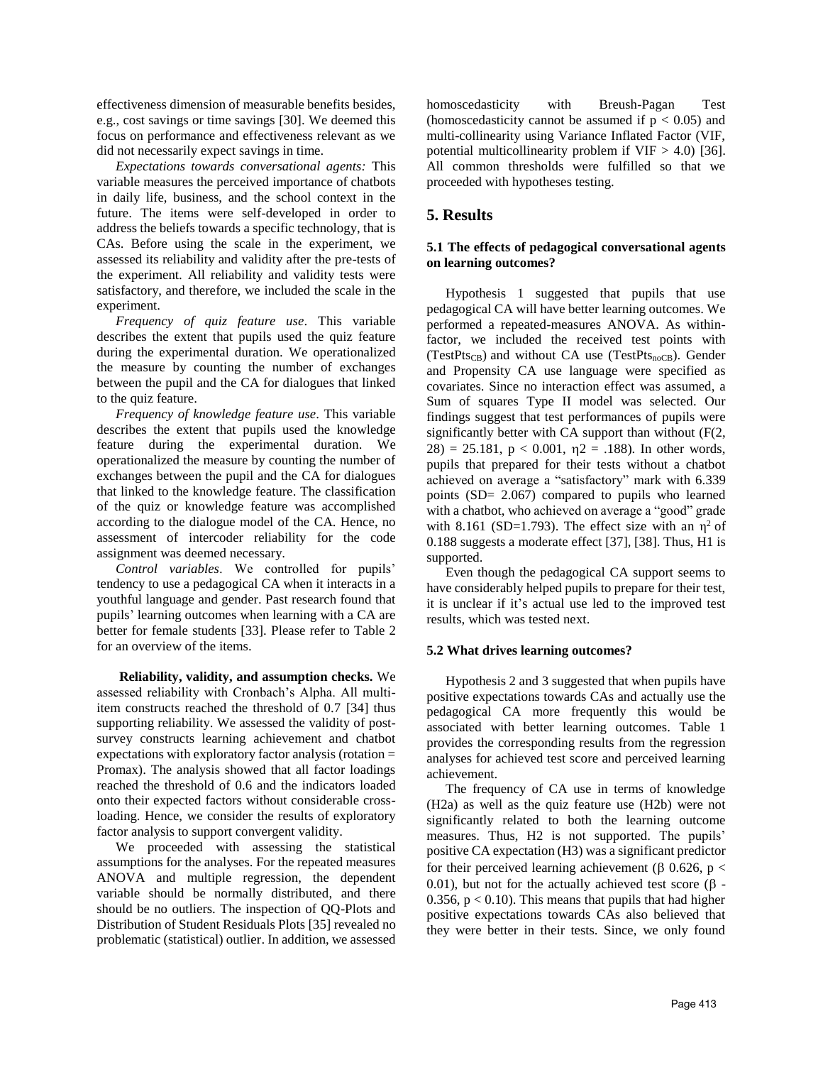effectiveness dimension of measurable benefits besides, e.g., cost savings or time savings [30]. We deemed this focus on performance and effectiveness relevant as we did not necessarily expect savings in time.

*Expectations towards conversational agents:* This variable measures the perceived importance of chatbots in daily life, business, and the school context in the future. The items were self-developed in order to address the beliefs towards a specific technology, that is CAs. Before using the scale in the experiment, we assessed its reliability and validity after the pre-tests of the experiment. All reliability and validity tests were satisfactory, and therefore, we included the scale in the experiment.

*Frequency of quiz feature use*. This variable describes the extent that pupils used the quiz feature during the experimental duration. We operationalized the measure by counting the number of exchanges between the pupil and the CA for dialogues that linked to the quiz feature.

*Frequency of knowledge feature use*. This variable describes the extent that pupils used the knowledge feature during the experimental duration. We operationalized the measure by counting the number of exchanges between the pupil and the CA for dialogues that linked to the knowledge feature. The classification of the quiz or knowledge feature was accomplished according to the dialogue model of the CA. Hence, no assessment of intercoder reliability for the code assignment was deemed necessary.

*Control variables*. We controlled for pupils' tendency to use a pedagogical CA when it interacts in a youthful language and gender. Past research found that pupils' learning outcomes when learning with a CA are better for female students [33]. Please refer to Table 2 for an overview of the items.

**Reliability, validity, and assumption checks.** We assessed reliability with Cronbach's Alpha. All multi-item constructs reached the threshold of 0.7 [34] thus supporting reliability. We assessed the validity of post-survey constructs learning achievement and chatbot expectations with exploratory factor analysis (rotation = Promax). The analysis showed that all factor loadings reached the threshold of 0.6 and the indicators loaded onto their expected factors without considerable cross-loading. Hence, we consider the results of exploratory factor analysis to support convergent validity.

We proceeded with assessing the statistical assumptions for the analyses. For the repeated measures ANOVA and multiple regression, the dependent variable should be normally distributed, and there should be no outliers. The inspection of QQ-Plots and Distribution of Student Residuals Plots [35] revealed no problematic (statistical) outlier. In addition, we assessed homoscedasticity with Breush-Pagan Test (homoscedasticity cannot be assumed if $p < 0.05$) and multi-collinearity using Variance Inflated Factor (VIF, potential multicollinearity problem if VIF > 4.0) [36]. All common thresholds were fulfilled so that we proceeded with hypotheses testing.

## 5. Results

### 5.1 The effects of pedagogical conversational agents on learning outcomes?

Hypothesis 1 suggested that pupils that use pedagogical CA will have better learning outcomes. We performed a repeated-measures ANOVA. As within-factor, we included the received test points with ($TestPts_{CB}$) and without CA use ($TestPts_{noCB}$). Gender and Propensity CA use language were specified as covariates. Since no interaction effect was assumed, a Sum of squares Type II model was selected. Our findings suggest that test performances of pupils were significantly better with CA support than without ($F(2, 28) = 25.181$, $p < 0.001$, $\eta2 = .188$). In other words, pupils that prepared for their tests without a chatbot achieved on average a "satisfactory" mark with 6.339 points (SD= 2.067) compared to pupils who learned with a chatbot, who achieved on average a "good" grade with 8.161 (SD=1.793). The effect size with an $\eta^2$ of 0.188 suggests a moderate effect [37], [38]. Thus, H1 is supported.

Even though the pedagogical CA support seems to have considerably helped pupils to prepare for their test, it is unclear if it's actual use led to the improved test results, which was tested next.

### 5.2 What drives learning outcomes?

Hypothesis 2 and 3 suggested that when pupils have positive expectations towards CAs and actually use the pedagogical CA more frequently this would be associated with better learning outcomes. Table 1 provides the corresponding results from the regression analyses for achieved test score and perceived learning achievement.

The frequency of CA use in terms of knowledge (H2a) as well as the quiz feature use (H2b) were not significantly related to both the learning outcome measures. Thus, H2 is not supported. The pupils' positive CA expectation (H3) was a significant predictor for their perceived learning achievement ($\beta$ 0.626, $p < 0.01$), but not for the actually achieved test score ($\beta$ -0.356, $p < 0.10$). This means that pupils that had higher positive expectations towards CAs also believed that they were better in their tests. Since, we only found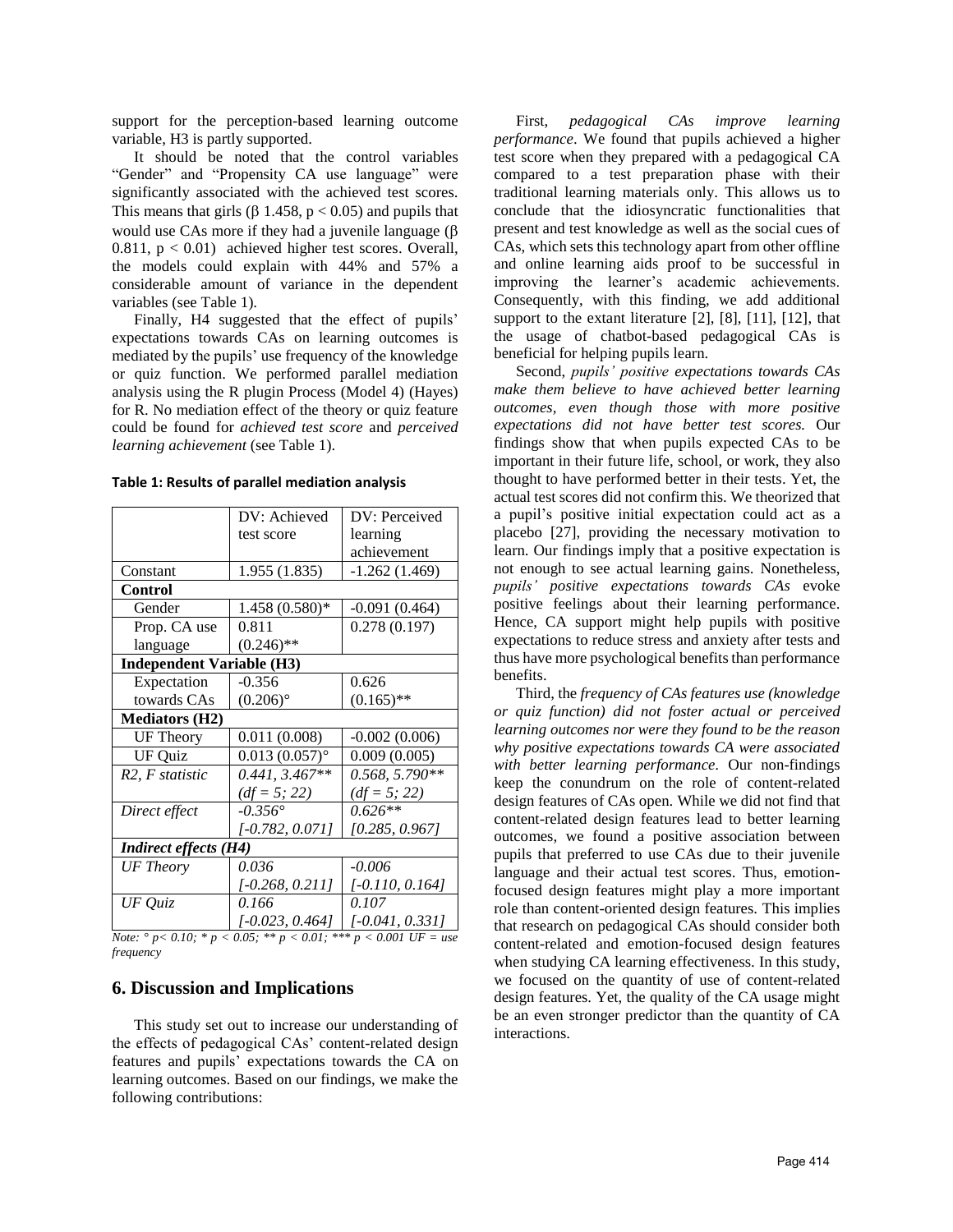support for the perception-based learning outcome variable, H3 is partly supported.

It should be noted that the control variables "Gender" and "Propensity CA use language" were significantly associated with the achieved test scores. This means that girls (β 1.458, $p < 0.05$) and pupils that would use CAs more if they had a juvenile language (β 0.811, $p < 0.01$) achieved higher test scores. Overall, the models could explain with 44% and 57% a considerable amount of variance in the dependent variables (see Table 1).

Finally, H4 suggested that the effect of pupils' expectations towards CAs on learning outcomes is mediated by the pupils' use frequency of the knowledge or quiz function. We performed parallel mediation analysis using the R plugin Process (Model 4) (Hayes) for R. No mediation effect of the theory or quiz feature could be found for *achieved test score* and *perceived learning achievement* (see Table 1).

**Table 1: Results of parallel mediation analysis**

| | DV: Achieved test score | DV: Perceived learning achievement |
|---|---|---|
| Constant | 1.955 (1.835) | -1.262 (1.469) |
| **Control** | | |
| Gender | 1.458 (0.580)* | -0.091 (0.464) |
| Prop. CA use language | 0.811 (0.246)** | 0.278 (0.197) |
| **Independent Variable (H3)** | | |
| Expectation towards CAs | -0.356 (0.206)° | 0.626 (0.165)** |
| **Mediators (H2)** | | |
| UF Theory | 0.011 (0.008) | -0.002 (0.006) |
| UF Quiz | 0.013 (0.057)° | 0.009 (0.005) |
| *R2, F statistic* | *0.441, 3.467*** (df = 5; 22)* | *0.568, 5.790*** (df = 5; 22)* |
| *Direct effect* | *-0.356° [-0.782, 0.071]* | *0.626** [0.285, 0.967]* |
| ***Indirect effects (H4)*** | | |
| *UF Theory* | *0.036 [-0.268, 0.211]* | *-0.006 [-0.110, 0.164]* |
| *UF Quiz* | *0.166 [-0.023, 0.464]* | *0.107 [-0.041, 0.331]* |

*Note: ° p< 0.10; * p < 0.05; ** p < 0.01; *** p < 0.001 UF = use frequency*

## 6. Discussion and Implications

This study set out to increase our understanding of the effects of pedagogical CAs' content-related design features and pupils' expectations towards the CA on learning outcomes. Based on our findings, we make the following contributions:

First, *pedagogical CAs improve learning performance*. We found that pupils achieved a higher test score when they prepared with a pedagogical CA compared to a test preparation phase with their traditional learning materials only. This allows us to conclude that the idiosyncratic functionalities that present and test knowledge as well as the social cues of CAs, which sets this technology apart from other offline and online learning aids proof to be successful in improving the learner's academic achievements. Consequently, with this finding, we add additional support to the extant literature [2], [8], [11], [12], that the usage of chatbot-based pedagogical CAs is beneficial for helping pupils learn.

Second, *pupils' positive expectations towards CAs make them believe to have achieved better learning outcomes, even though those with more positive expectations did not have better test scores.* Our findings show that when pupils expected CAs to be important in their future life, school, or work, they also thought to have performed better in their tests. Yet, the actual test scores did not confirm this. We theorized that a pupil's positive initial expectation could act as a placebo [27], providing the necessary motivation to learn. Our findings imply that a positive expectation is not enough to see actual learning gains. Nonetheless, *pupils' positive expectations towards CAs* evoke positive feelings about their learning performance. Hence, CA support might help pupils with positive expectations to reduce stress and anxiety after tests and thus have more psychological benefits than performance benefits.

Third, the *frequency of CAs features use (knowledge or quiz function) did not foster actual or perceived learning outcomes nor were they found to be the reason why positive expectations towards CA were associated with better learning performance*. Our non-findings keep the conundrum on the role of content-related design features of CAs open. While we did not find that content-related design features lead to better learning outcomes, we found a positive association between pupils that preferred to use CAs due to their juvenile language and their actual test scores. Thus, emotion-focused design features might play a more important role than content-oriented design features. This implies that research on pedagogical CAs should consider both content-related and emotion-focused design features when studying CA learning effectiveness. In this study, we focused on the quantity of use of content-related design features. Yet, the quality of the CA usage might be an even stronger predictor than the quantity of CA interactions.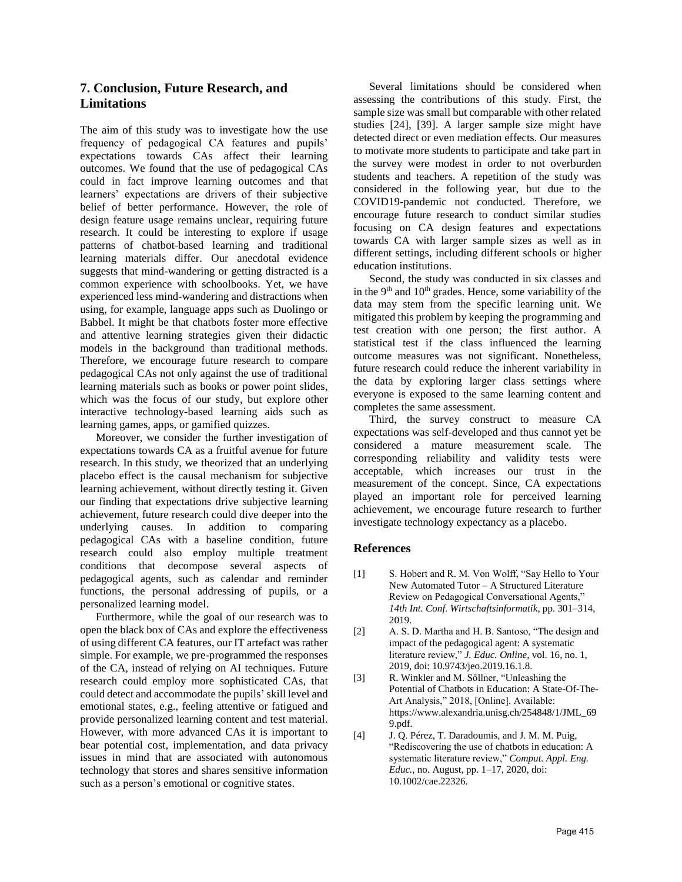## 7. Conclusion, Future Research, and Limitations

The aim of this study was to investigate how the use frequency of pedagogical CA features and pupils' expectations towards CAs affect their learning outcomes. We found that the use of pedagogical CAs could in fact improve learning outcomes and that learners' expectations are drivers of their subjective belief of better performance. However, the role of design feature usage remains unclear, requiring future research. It could be interesting to explore if usage patterns of chatbot-based learning and traditional learning materials differ. Our anecdotal evidence suggests that mind-wandering or getting distracted is a common experience with schoolbooks. Yet, we have experienced less mind-wandering and distractions when using, for example, language apps such as Duolingo or Babbel. It might be that chatbots foster more effective and attentive learning strategies given their didactic models in the background than traditional methods. Therefore, we encourage future research to compare pedagogical CAs not only against the use of traditional learning materials such as books or power point slides, which was the focus of our study, but explore other interactive technology-based learning aids such as learning games, apps, or gamified quizzes.

Moreover, we consider the further investigation of expectations towards CA as a fruitful avenue for future research. In this study, we theorized that an underlying placebo effect is the causal mechanism for subjective learning achievement, without directly testing it. Given our finding that expectations drive subjective learning achievement, future research could dive deeper into the underlying causes. In addition to comparing pedagogical CAs with a baseline condition, future research could also employ multiple treatment conditions that decompose several aspects of pedagogical agents, such as calendar and reminder functions, the personal addressing of pupils, or a personalized learning model.

Furthermore, while the goal of our research was to open the black box of CAs and explore the effectiveness of using different CA features, our IT artefact was rather simple. For example, we pre-programmed the responses of the CA, instead of relying on AI techniques. Future research could employ more sophisticated CAs, that could detect and accommodate the pupils' skill level and emotional states, e.g., feeling attentive or fatigued and provide personalized learning content and test material. However, with more advanced CAs it is important to bear potential cost, implementation, and data privacy issues in mind that are associated with autonomous technology that stores and shares sensitive information such as a person's emotional or cognitive states.

Several limitations should be considered when assessing the contributions of this study. First, the sample size was small but comparable with other related studies [24], [39]. A larger sample size might have detected direct or even mediation effects. Our measures to motivate more students to participate and take part in the survey were modest in order to not overburden students and teachers. A repetition of the study was considered in the following year, but due to the COVID19-pandemic not conducted. Therefore, we encourage future research to conduct similar studies focusing on CA design features and expectations towards CA with larger sample sizes as well as in different settings, including different schools or higher education institutions.

Second, the study was conducted in six classes and in the 9th and 10th grades. Hence, some variability of the data may stem from the specific learning unit. We mitigated this problem by keeping the programming and test creation with one person; the first author. A statistical test if the class influenced the learning outcome measures was not significant. Nonetheless, future research could reduce the inherent variability in the data by exploring larger class settings where everyone is exposed to the same learning content and completes the same assessment.

Third, the survey construct to measure CA expectations was self-developed and thus cannot yet be considered a mature measurement scale. The corresponding reliability and validity tests were acceptable, which increases our trust in the measurement of the concept. Since, CA expectations played an important role for perceived learning achievement, we encourage future research to further investigate technology expectancy as a placebo.

## References

[1] S. Hobert and R. M. Von Wolff, "Say Hello to Your New Automated Tutor – A Structured Literature Review on Pedagogical Conversational Agents," *14th Int. Conf. Wirtschaftsinformatik*, pp. 301–314, 2019.

[2] A. S. D. Martha and H. B. Santoso, "The design and impact of the pedagogical agent: A systematic literature review," *J. Educ. Online*, vol. 16, no. 1, 2019, doi: 10.9743/jeo.2019.16.1.8.

[3] R. Winkler and M. Söllner, "Unleashing the Potential of Chatbots in Education: A State-Of-The-Art Analysis," 2018, [Online]. Available: https://www.alexandria.unisg.ch/254848/1/JML_699.pdf.

[4] J. Q. Pérez, T. Daradoumis, and J. M. M. Puig, "Rediscovering the use of chatbots in education: A systematic literature review," *Comput. Appl. Eng. Educ.*, no. August, pp. 1–17, 2020, doi: 10.1002/cae.22326.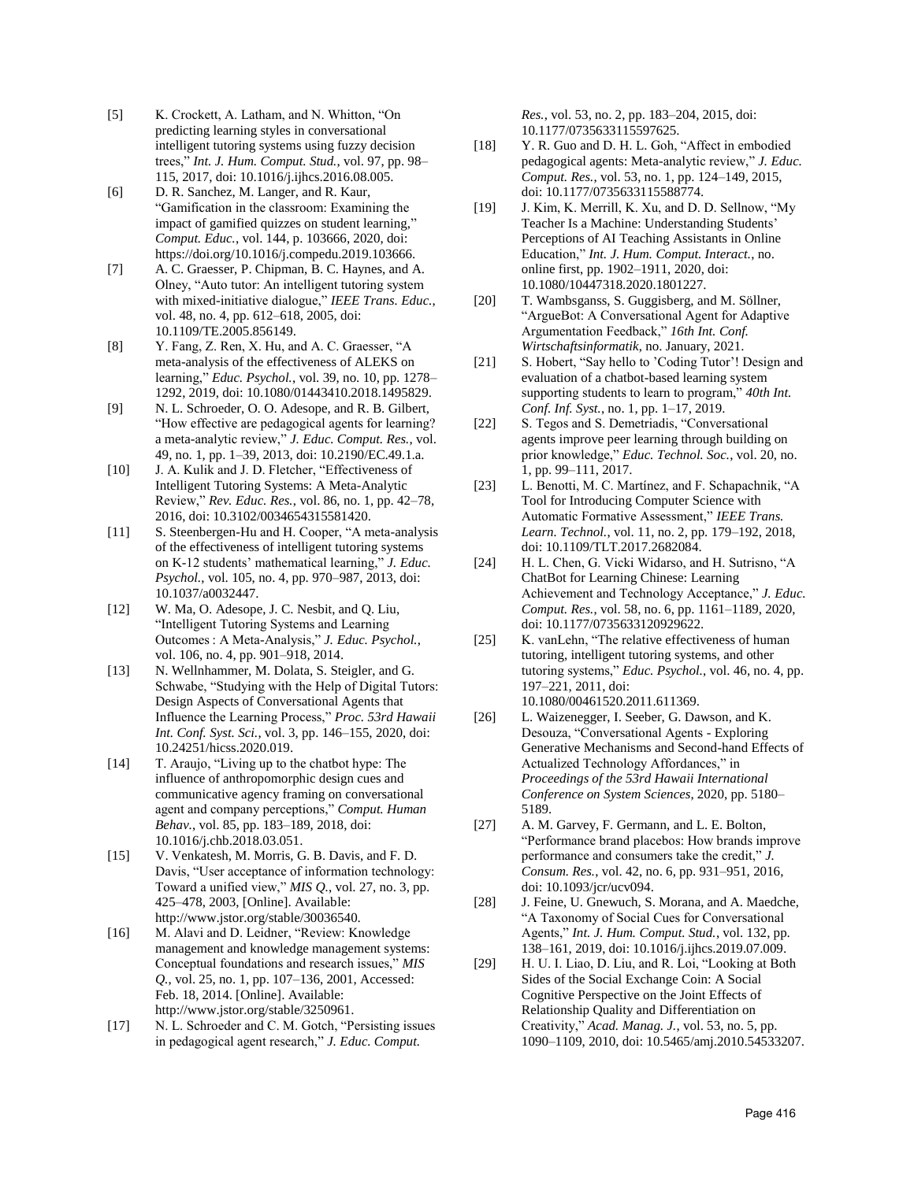[5] K. Crockett, A. Latham, and N. Whitton, "On predicting learning styles in conversational intelligent tutoring systems using fuzzy decision trees," *Int. J. Hum. Comput. Stud.*, vol. 97, pp. 98–115, 2017, doi: 10.1016/j.ijhcs.2016.08.005.

[6] D. R. Sanchez, M. Langer, and R. Kaur, "Gamification in the classroom: Examining the impact of gamified quizzes on student learning," *Comput. Educ.*, vol. 144, p. 103666, 2020, doi: https://doi.org/10.1016/j.compedu.2019.103666.

[7] A. C. Graesser, P. Chipman, B. C. Haynes, and A. Olney, "Auto tutor: An intelligent tutoring system with mixed-initiative dialogue," *IEEE Trans. Educ.*, vol. 48, no. 4, pp. 612–618, 2005, doi: 10.1109/TE.2005.856149.

[8] Y. Fang, Z. Ren, X. Hu, and A. C. Graesser, "A meta-analysis of the effectiveness of ALEKS on learning," *Educ. Psychol.*, vol. 39, no. 10, pp. 1278–1292, 2019, doi: 10.1080/01443410.2018.1495829.

[9] N. L. Schroeder, O. O. Adesope, and R. B. Gilbert, "How effective are pedagogical agents for learning? a meta-analytic review," *J. Educ. Comput. Res.*, vol. 49, no. 1, pp. 1–39, 2013, doi: 10.2190/EC.49.1.a.

[10] J. A. Kulik and J. D. Fletcher, "Effectiveness of Intelligent Tutoring Systems: A Meta-Analytic Review," *Rev. Educ. Res.*, vol. 86, no. 1, pp. 42–78, 2016, doi: 10.3102/0034654315581420.

[11] S. Steenbergen-Hu and H. Cooper, "A meta-analysis of the effectiveness of intelligent tutoring systems on K-12 students' mathematical learning," *J. Educ. Psychol.*, vol. 105, no. 4, pp. 970–987, 2013, doi: 10.1037/a0032447.

[12] W. Ma, O. Adesope, J. C. Nesbit, and Q. Liu, "Intelligent Tutoring Systems and Learning Outcomes : A Meta-Analysis," *J. Educ. Psychol.*, vol. 106, no. 4, pp. 901–918, 2014.

[13] N. Wellnhammer, M. Dolata, S. Steigler, and G. Schwabe, "Studying with the Help of Digital Tutors: Design Aspects of Conversational Agents that Influence the Learning Process," *Proc. 53rd Hawaii Int. Conf. Syst. Sci.*, vol. 3, pp. 146–155, 2020, doi: 10.24251/hicss.2020.019.

[14] T. Araujo, "Living up to the chatbot hype: The influence of anthropomorphic design cues and communicative agency framing on conversational agent and company perceptions," *Comput. Human Behav.*, vol. 85, pp. 183–189, 2018, doi: 10.1016/j.chb.2018.03.051.

[15] V. Venkatesh, M. Morris, G. B. Davis, and F. D. Davis, "User acceptance of information technology: Toward a unified view," *MIS Q.*, vol. 27, no. 3, pp. 425–478, 2003, [Online]. Available: http://www.jstor.org/stable/30036540.

[16] M. Alavi and D. Leidner, "Review: Knowledge management and knowledge management systems: Conceptual foundations and research issues," *MIS Q.*, vol. 25, no. 1, pp. 107–136, 2001, Accessed: Feb. 18, 2014. [Online]. Available: http://www.jstor.org/stable/3250961.

[17] N. L. Schroeder and C. M. Gotch, "Persisting issues in pedagogical agent research," *J. Educ. Comput. Res.*, vol. 53, no. 2, pp. 183–204, 2015, doi: 10.1177/0735633115597625.

[18] Y. R. Guo and D. H. L. Goh, "Affect in embodied pedagogical agents: Meta-analytic review," *J. Educ. Comput. Res.*, vol. 53, no. 1, pp. 124–149, 2015, doi: 10.1177/0735633115588774.

[19] J. Kim, K. Merrill, K. Xu, and D. D. Sellnow, "My Teacher Is a Machine: Understanding Students' Perceptions of AI Teaching Assistants in Online Education," *Int. J. Hum. Comput. Interact.*, no. online first, pp. 1902–1911, 2020, doi: 10.1080/10447318.2020.1801227.

[20] T. Wambsganss, S. Guggisberg, and M. Söllner, "ArgueBot: A Conversational Agent for Adaptive Argumentation Feedback," *16th Int. Conf. Wirtschaftsinformatik*, no. January, 2021.

[21] S. Hobert, "Say hello to 'Coding Tutor'! Design and evaluation of a chatbot-based learning system supporting students to learn to program," *40th Int. Conf. Inf. Syst.*, no. 1, pp. 1–17, 2019.

[22] S. Tegos and S. Demetriadis, "Conversational agents improve peer learning through building on prior knowledge," *Educ. Technol. Soc.*, vol. 20, no. 1, pp. 99–111, 2017.

[23] L. Benotti, M. C. Martínez, and F. Schapachnik, "A Tool for Introducing Computer Science with Automatic Formative Assessment," *IEEE Trans. Learn. Technol.*, vol. 11, no. 2, pp. 179–192, 2018, doi: 10.1109/TLT.2017.2682084.

[24] H. L. Chen, G. Vicki Widarso, and H. Sutrisno, "A ChatBot for Learning Chinese: Learning Achievement and Technology Acceptance," *J. Educ. Comput. Res.*, vol. 58, no. 6, pp. 1161–1189, 2020, doi: 10.1177/0735633120929622.

[25] K. vanLehn, "The relative effectiveness of human tutoring, intelligent tutoring systems, and other tutoring systems," *Educ. Psychol.*, vol. 46, no. 4, pp. 197–221, 2011, doi: 10.1080/00461520.2011.611369.

[26] L. Waizenegger, I. Seeber, G. Dawson, and K. Desouza, "Conversational Agents - Exploring Generative Mechanisms and Second-hand Effects of Actualized Technology Affordances," in *Proceedings of the 53rd Hawaii International Conference on System Sciences*, 2020, pp. 5180–5189.

[27] A. M. Garvey, F. Germann, and L. E. Bolton, "Performance brand placebos: How brands improve performance and consumers take the credit," *J. Consum. Res.*, vol. 42, no. 6, pp. 931–951, 2016, doi: 10.1093/jcr/ucv094.

[28] J. Feine, U. Gnewuch, S. Morana, and A. Maedche, "A Taxonomy of Social Cues for Conversational Agents," *Int. J. Hum. Comput. Stud.*, vol. 132, pp. 138–161, 2019, doi: 10.1016/j.ijhcs.2019.07.009.

[29] H. U. I. Liao, D. Liu, and R. Loi, "Looking at Both Sides of the Social Exchange Coin: A Social Cognitive Perspective on the Joint Effects of Relationship Quality and Differentiation on Creativity," *Acad. Manag. J.*, vol. 53, no. 5, pp. 1090–1109, 2010, doi: 10.5465/amj.2010.54533207.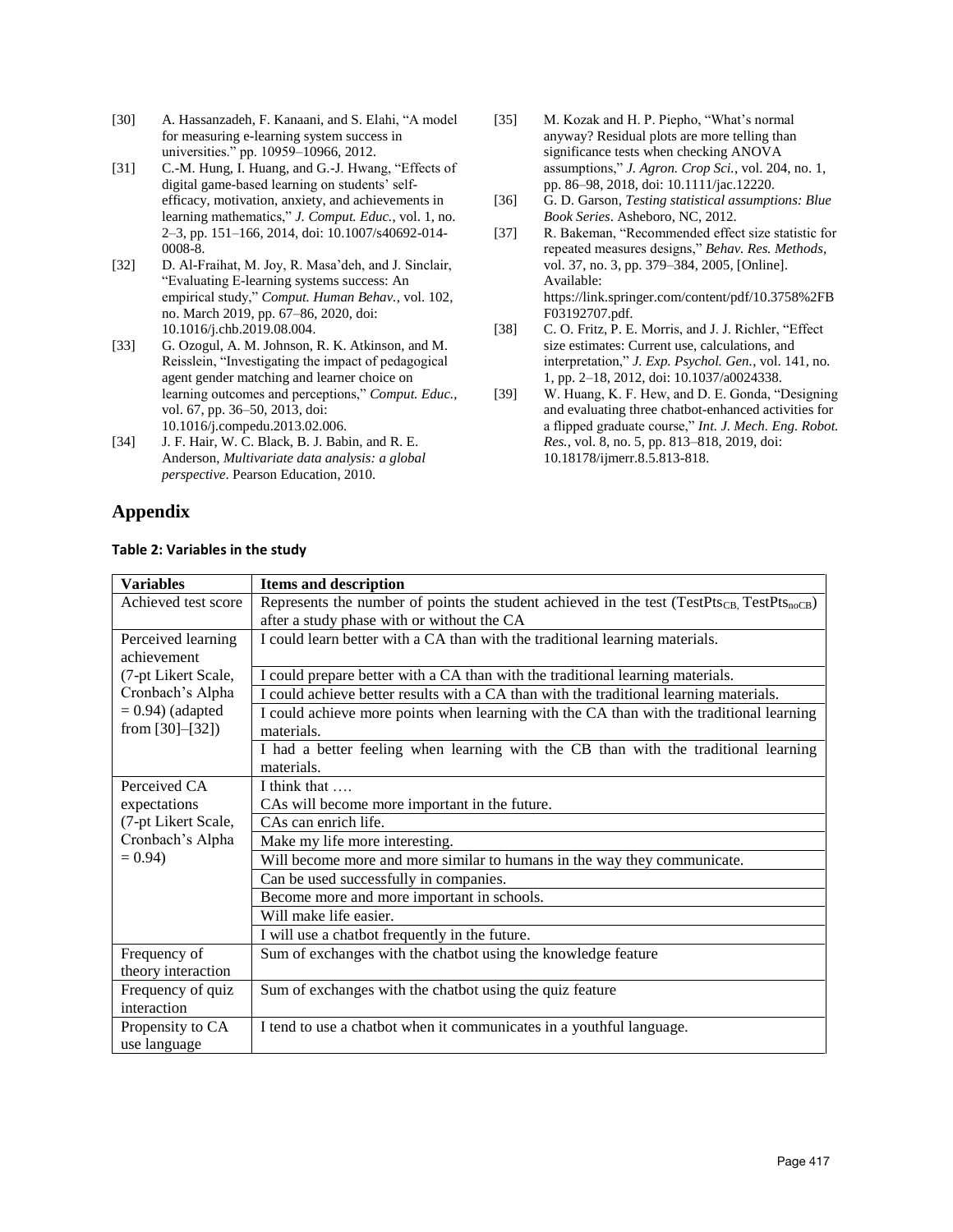[30] A. Hassanzadeh, F. Kanaani, and S. Elahi, "A model for measuring e-learning system success in universities." pp. 10959–10966, 2012.

[31] C.-M. Hung, I. Huang, and G.-J. Hwang, "Effects of digital game-based learning on students' self-efficacy, motivation, anxiety, and achievements in learning mathematics," *J. Comput. Educ.*, vol. 1, no. 2–3, pp. 151–166, 2014, doi: 10.1007/s40692-014-0008-8.

[32] D. Al-Fraihat, M. Joy, R. Masa'deh, and J. Sinclair, "Evaluating E-learning systems success: An empirical study," *Comput. Human Behav.*, vol. 102, no. March 2019, pp. 67–86, 2020, doi: 10.1016/j.chb.2019.08.004.

[33] G. Ozogul, A. M. Johnson, R. K. Atkinson, and M. Reisslein, "Investigating the impact of pedagogical agent gender matching and learner choice on learning outcomes and perceptions," *Comput. Educ.*, vol. 67, pp. 36–50, 2013, doi: 10.1016/j.compedu.2013.02.006.

[34] J. F. Hair, W. C. Black, B. J. Babin, and R. E. Anderson, *Multivariate data analysis: a global perspective*. Pearson Education, 2010.

[35] M. Kozak and H. P. Piepho, "What's normal anyway? Residual plots are more telling than significance tests when checking ANOVA assumptions," *J. Agron. Crop Sci.*, vol. 204, no. 1, pp. 86–98, 2018, doi: 10.1111/jac.12220.

[36] G. D. Garson, *Testing statistical assumptions: Blue Book Series*. Asheboro, NC, 2012.

[37] R. Bakeman, "Recommended effect size statistic for repeated measures designs," *Behav. Res. Methods*, vol. 37, no. 3, pp. 379–384, 2005, [Online]. Available: https://link.springer.com/content/pdf/10.3758%2FBF03192707.pdf.

[38] C. O. Fritz, P. E. Morris, and J. J. Richler, "Effect size estimates: Current use, calculations, and interpretation," *J. Exp. Psychol. Gen.*, vol. 141, no. 1, pp. 2–18, 2012, doi: 10.1037/a0024338.

[39] W. Huang, K. F. Hew, and D. E. Gonda, "Designing and evaluating three chatbot-enhanced activities for a flipped graduate course," *Int. J. Mech. Eng. Robot. Res.*, vol. 8, no. 5, pp. 813–818, 2019, doi: 10.18178/ijmerr.8.5.813-818.

# Appendix

**Table 2: Variables in the study**

| Variables | Items and description |
|---|---|
| Achieved test score | Represents the number of points the student achieved in the test ($TestPts_{CB}$, $TestPts_{noCB}$) after a study phase with or without the CA |
| Perceived learning achievement (7-pt Likert Scale, Cronbach's Alpha = 0.94) (adapted from [30]–[32]) | I could learn better with a CA than with the traditional learning materials. |
| | I could prepare better with a CA than with the traditional learning materials. |
| | I could achieve better results with a CA than with the traditional learning materials. |
| | I could achieve more points when learning with the CA than with the traditional learning materials. |
| | I had a better feeling when learning with the CB than with the traditional learning materials. |
| Perceived CA expectations (7-pt Likert Scale, Cronbach's Alpha = 0.94) | I think that …. CAs will become more important in the future. |
| | CAs can enrich life. |
| | Make my life more interesting. |
| | Will become more and more similar to humans in the way they communicate. |
| | Can be used successfully in companies. |
| | Become more and more important in schools. |
| | Will make life easier. |
| | I will use a chatbot frequently in the future. |
| Frequency of theory interaction | Sum of exchanges with the chatbot using the knowledge feature |
| Frequency of quiz interaction | Sum of exchanges with the chatbot using the quiz feature |
| Propensity to CA use language | I tend to use a chatbot when it communicates in a youthful language. |